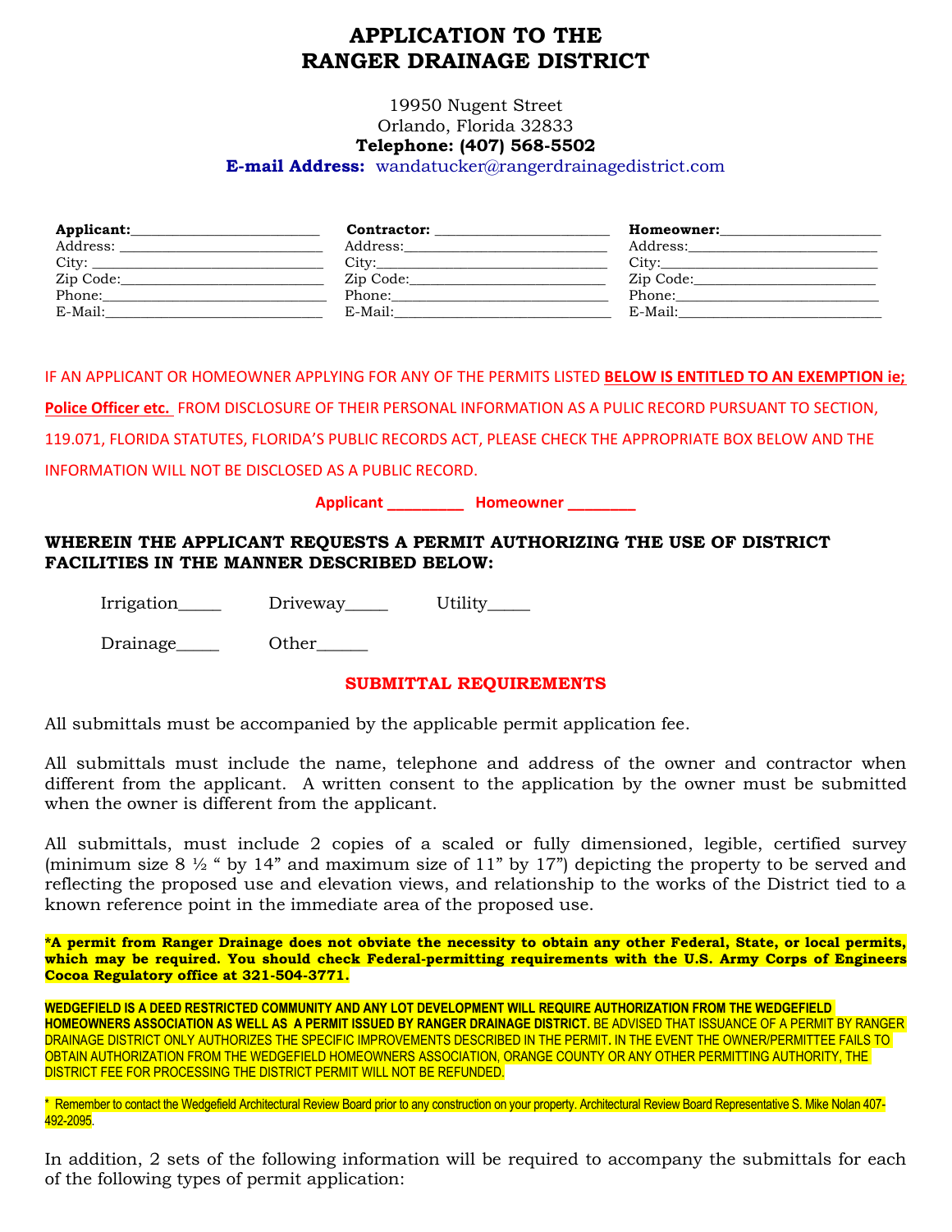# APPLICATION TO THE
# RANGER DRAINAGE DISTRICT

19950 Nugent Street
Orlando, Florida 32833
**Telephone: (407) 568-5502**
**E-mail Address:** wandatucker@rangerdrainagedistrict.com

| **Applicant:**________________________ | **Contractor:** ______________________ | **Homeowner:**_____________________ |
|---|---|---|
| Address: ___________________________ | Address:___________________________ | Address:_________________________ |
| City: ______________________________ | City:______________________________ | City:____________________________ |
| Zip Code:___________________________ | Zip Code:__________________________ | Zip Code:_______________________ |
| Phone:_____________________________ | Phone:____________________________ | Phone:__________________________ |
| E-Mail:_____________________________ | E-Mail:____________________________ | E-Mail:__________________________ |

IF AN APPLICANT OR HOMEOWNER APPLYING FOR ANY OF THE PERMITS LISTED **BELOW IS ENTITLED TO AN EXEMPTION ie; Police Officer etc.** FROM DISCLOSURE OF THEIR PERSONAL INFORMATION AS A PULIC RECORD PURSUANT TO SECTION, 119.071, FLORIDA STATUTES, FLORIDA'S PUBLIC RECORDS ACT, PLEASE CHECK THE APPROPRIATE BOX BELOW AND THE INFORMATION WILL NOT BE DISCLOSED AS A PUBLIC RECORD.

**Applicant _________ Homeowner ________**

**WHEREIN THE APPLICANT REQUESTS A PERMIT AUTHORIZING THE USE OF DISTRICT FACILITIES IN THE MANNER DESCRIBED BELOW:**

Irrigation_____ Driveway_____ Utility_____

Drainage_____ Other______

## SUBMITTAL REQUIREMENTS

All submittals must be accompanied by the applicable permit application fee.

All submittals must include the name, telephone and address of the owner and contractor when different from the applicant. A written consent to the application by the owner must be submitted when the owner is different from the applicant.

All submittals, must include 2 copies of a scaled or fully dimensioned, legible, certified survey (minimum size 8 ½ " by 14" and maximum size of 11" by 17") depicting the property to be served and reflecting the proposed use and elevation views, and relationship to the works of the District tied to a known reference point in the immediate area of the proposed use.

***A permit from Ranger Drainage does not obviate the necessity to obtain any other Federal, State, or local permits, which may be required. You should check Federal-permitting requirements with the U.S. Army Corps of Engineers Cocoa Regulatory office at 321-504-3771.**

**WEDGEFIELD IS A DEED RESTRICTED COMMUNITY AND ANY LOT DEVELOPMENT WILL REQUIRE AUTHORIZATION FROM THE WEDGEFIELD HOMEOWNERS ASSOCIATION AS WELL AS A PERMIT ISSUED BY RANGER DRAINAGE DISTRICT.** BE ADVISED THAT ISSUANCE OF A PERMIT BY RANGER DRAINAGE DISTRICT ONLY AUTHORIZES THE SPECIFIC IMPROVEMENTS DESCRIBED IN THE PERMIT. IN THE EVENT THE OWNER/PERMITTEE FAILS TO OBTAIN AUTHORIZATION FROM THE WEDGEFIELD HOMEOWNERS ASSOCIATION, ORANGE COUNTY OR ANY OTHER PERMITTING AUTHORITY, THE DISTRICT FEE FOR PROCESSING THE DISTRICT PERMIT WILL NOT BE REFUNDED.

\* Remember to contact the Wedgefield Architectural Review Board prior to any construction on your property. Architectural Review Board Representative S. Mike Nolan 407-492-2095.

In addition, 2 sets of the following information will be required to accompany the submittals for each of the following types of permit application: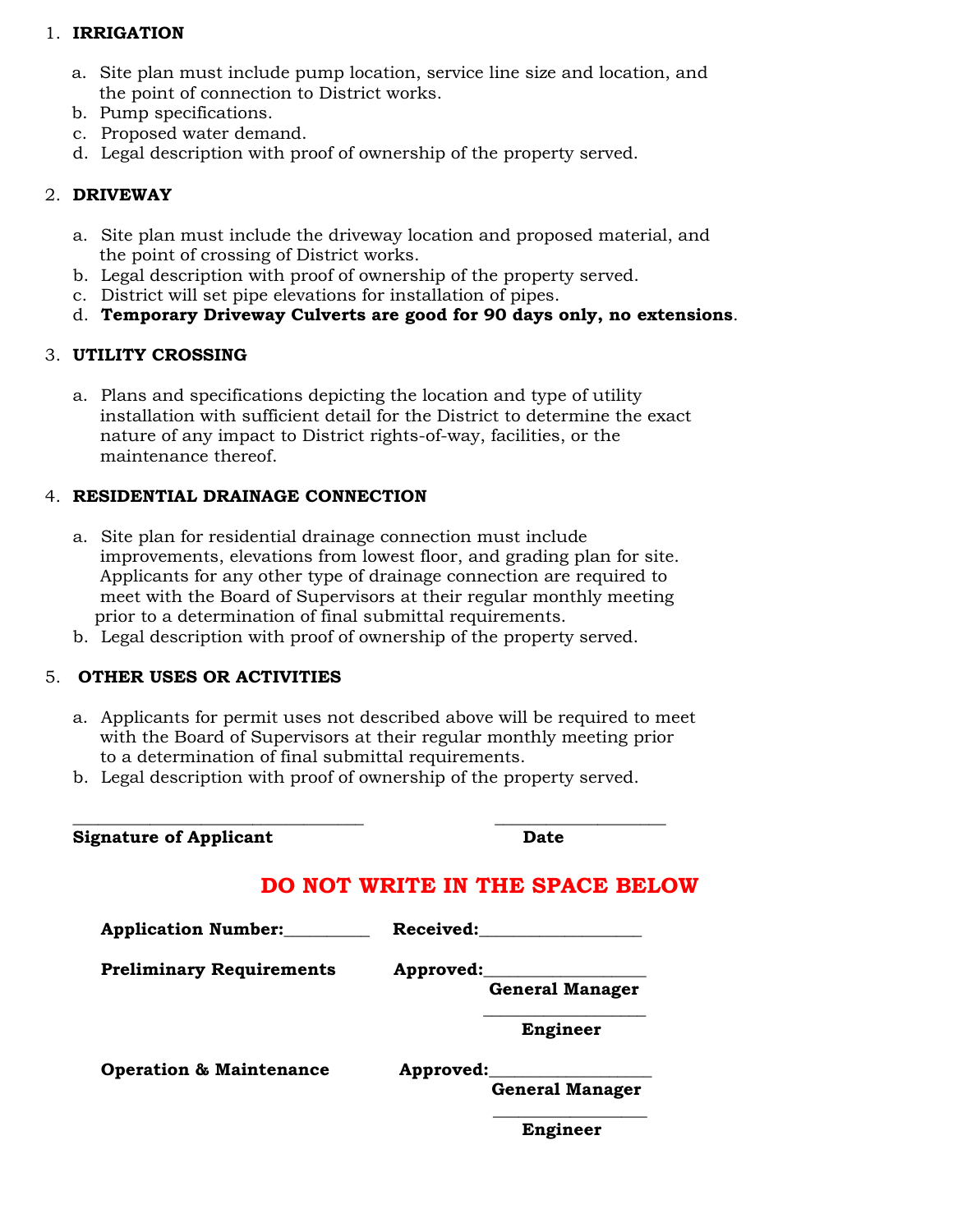1. **IRRIGATION**

   a. Site plan must include pump location, service line size and location, and the point of connection to District works.
   b. Pump specifications.
   c. Proposed water demand.
   d. Legal description with proof of ownership of the property served.

2. **DRIVEWAY**

   a. Site plan must include the driveway location and proposed material, and the point of crossing of District works.
   b. Legal description with proof of ownership of the property served.
   c. District will set pipe elevations for installation of pipes.
   d. **Temporary Driveway Culverts are good for 90 days only, no extensions**.

3. **UTILITY CROSSING**

   a. Plans and specifications depicting the location and type of utility installation with sufficient detail for the District to determine the exact nature of any impact to District rights-of-way, facilities, or the maintenance thereof.

4. **RESIDENTIAL DRAINAGE CONNECTION**

   a. Site plan for residential drainage connection must include improvements, elevations from lowest floor, and grading plan for site. Applicants for any other type of drainage connection are required to meet with the Board of Supervisors at their regular monthly meeting prior to a determination of final submittal requirements.
   b. Legal description with proof of ownership of the property served.

5. **OTHER USES OR ACTIVITIES**

   a. Applicants for permit uses not described above will be required to meet with the Board of Supervisors at their regular monthly meeting prior to a determination of final submittal requirements.
   b. Legal description with proof of ownership of the property served.

________________________________ ____________________

**Signature of Applicant** **Date**

## DO NOT WRITE IN THE SPACE BELOW

**Application Number:**__________ **Received:**__________________

**Preliminary Requirements** **Approved:**__________________

**General Manager**

__________________

**Engineer**

**Operation & Maintenance** **Approved:**__________________

**General Manager**

__________________

**Engineer**